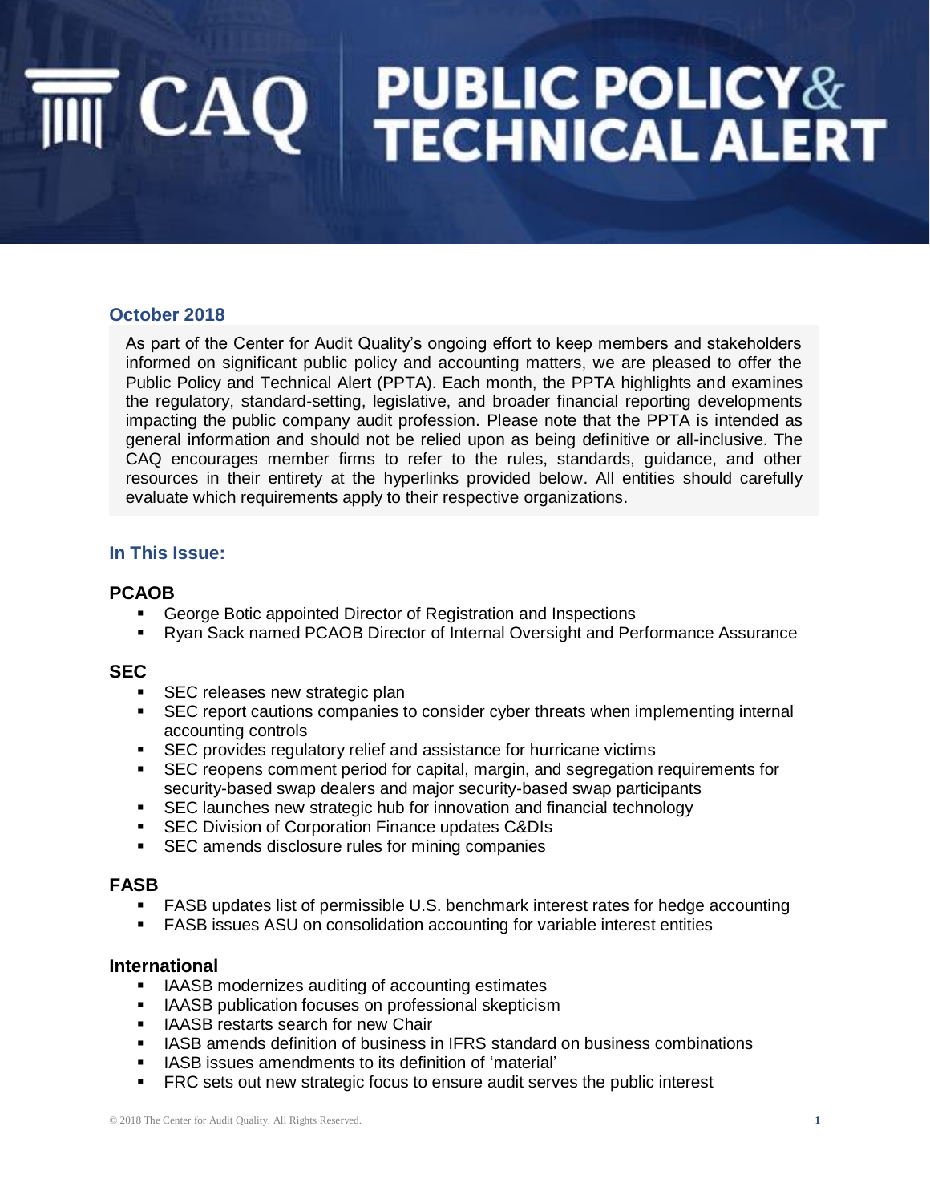# CAQ PUBLIC POLICY & TECHNICAL ALERT

## October 2018

As part of the Center for Audit Quality's ongoing effort to keep members and stakeholders informed on significant public policy and accounting matters, we are pleased to offer the Public Policy and Technical Alert (PPTA). Each month, the PPTA highlights and examines the regulatory, standard-setting, legislative, and broader financial reporting developments impacting the public company audit profession. Please note that the PPTA is intended as general information and should not be relied upon as being definitive or all-inclusive. The CAQ encourages member firms to refer to the rules, standards, guidance, and other resources in their entirety at the hyperlinks provided below. All entities should carefully evaluate which requirements apply to their respective organizations.

## In This Issue:

### PCAOB

- George Botic appointed Director of Registration and Inspections
- Ryan Sack named PCAOB Director of Internal Oversight and Performance Assurance

### SEC

- SEC releases new strategic plan
- SEC report cautions companies to consider cyber threats when implementing internal accounting controls
- SEC provides regulatory relief and assistance for hurricane victims
- SEC reopens comment period for capital, margin, and segregation requirements for security-based swap dealers and major security-based swap participants
- SEC launches new strategic hub for innovation and financial technology
- SEC Division of Corporation Finance updates C&DIs
- SEC amends disclosure rules for mining companies

### FASB

- FASB updates list of permissible U.S. benchmark interest rates for hedge accounting
- FASB issues ASU on consolidation accounting for variable interest entities

### International

- IAASB modernizes auditing of accounting estimates
- IAASB publication focuses on professional skepticism
- IAASB restarts search for new Chair
- IASB amends definition of business in IFRS standard on business combinations
- IASB issues amendments to its definition of 'material'
- FRC sets out new strategic focus to ensure audit serves the public interest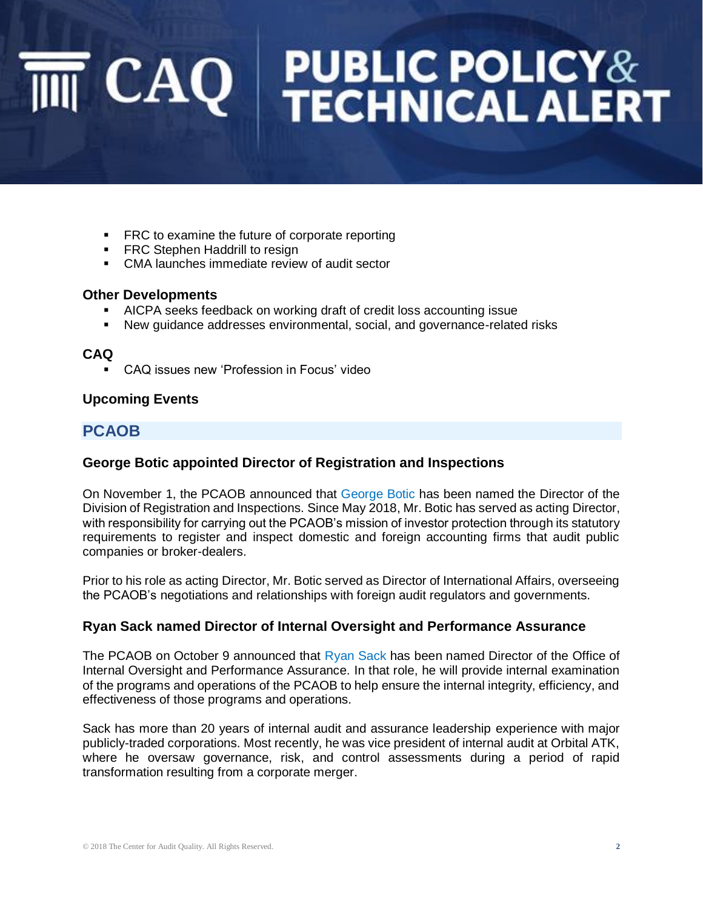- FRC to examine the future of corporate reporting
- FRC Stephen Haddrill to resign
- CMA launches immediate review of audit sector

### Other Developments

- AICPA seeks feedback on working draft of credit loss accounting issue
- New guidance addresses environmental, social, and governance-related risks

### CAQ

- CAQ issues new 'Profession in Focus' video

### Upcoming Events

## PCAOB

### George Botic appointed Director of Registration and Inspections

On November 1, the PCAOB announced that George Botic has been named the Director of the Division of Registration and Inspections. Since May 2018, Mr. Botic has served as acting Director, with responsibility for carrying out the PCAOB's mission of investor protection through its statutory requirements to register and inspect domestic and foreign accounting firms that audit public companies or broker-dealers.

Prior to his role as acting Director, Mr. Botic served as Director of International Affairs, overseeing the PCAOB's negotiations and relationships with foreign audit regulators and governments.

### Ryan Sack named Director of Internal Oversight and Performance Assurance

The PCAOB on October 9 announced that Ryan Sack has been named Director of the Office of Internal Oversight and Performance Assurance. In that role, he will provide internal examination of the programs and operations of the PCAOB to help ensure the internal integrity, efficiency, and effectiveness of those programs and operations.

Sack has more than 20 years of internal audit and assurance leadership experience with major publicly-traded corporations. Most recently, he was vice president of internal audit at Orbital ATK, where he oversaw governance, risk, and control assessments during a period of rapid transformation resulting from a corporate merger.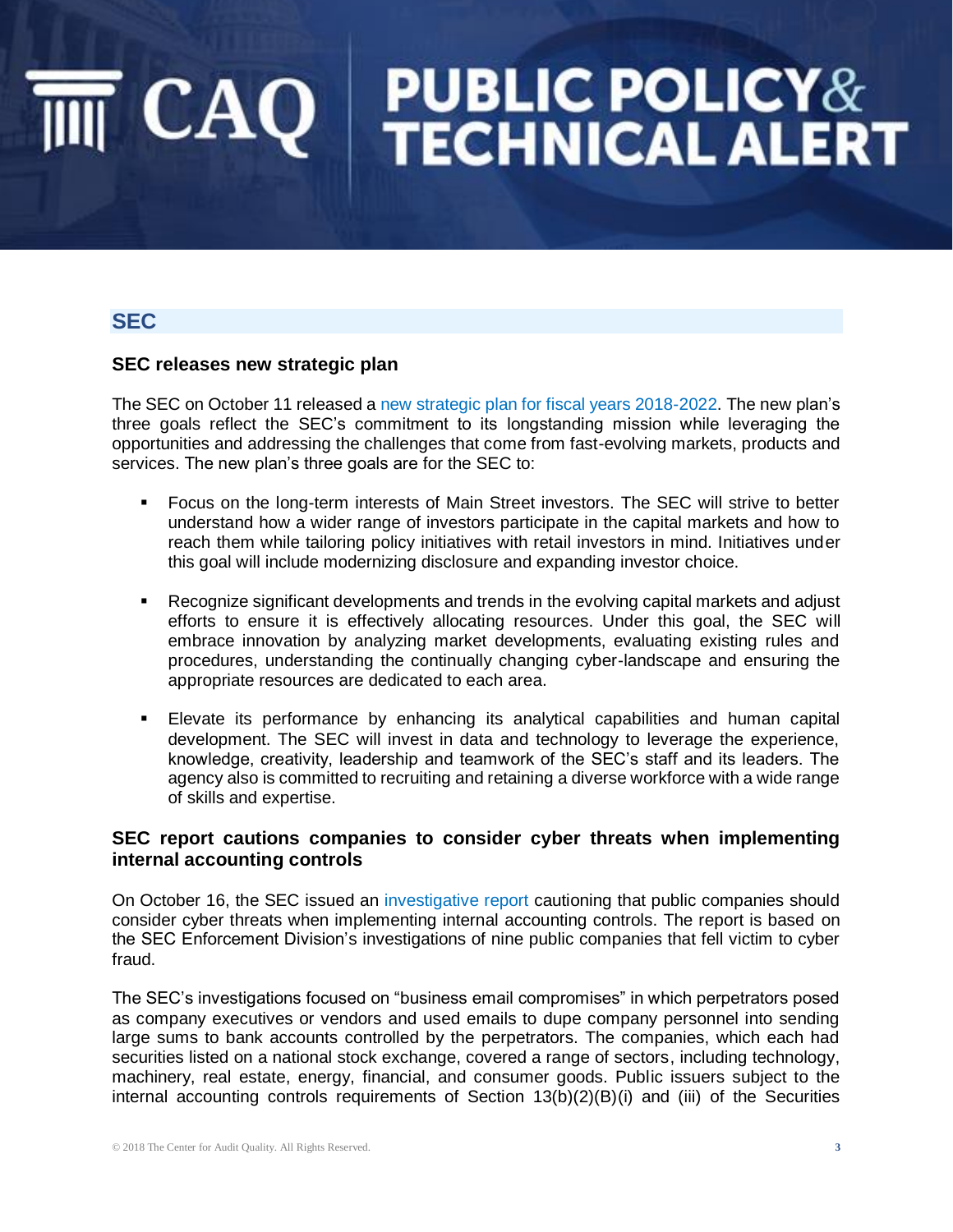## SEC

### SEC releases new strategic plan

The SEC on October 11 released a new strategic plan for fiscal years 2018-2022. The new plan's three goals reflect the SEC's commitment to its longstanding mission while leveraging the opportunities and addressing the challenges that come from fast-evolving markets, products and services. The new plan's three goals are for the SEC to:

- Focus on the long-term interests of Main Street investors. The SEC will strive to better understand how a wider range of investors participate in the capital markets and how to reach them while tailoring policy initiatives with retail investors in mind. Initiatives under this goal will include modernizing disclosure and expanding investor choice.
- Recognize significant developments and trends in the evolving capital markets and adjust efforts to ensure it is effectively allocating resources. Under this goal, the SEC will embrace innovation by analyzing market developments, evaluating existing rules and procedures, understanding the continually changing cyber-landscape and ensuring the appropriate resources are dedicated to each area.
- Elevate its performance by enhancing its analytical capabilities and human capital development. The SEC will invest in data and technology to leverage the experience, knowledge, creativity, leadership and teamwork of the SEC's staff and its leaders. The agency also is committed to recruiting and retaining a diverse workforce with a wide range of skills and expertise.

### SEC report cautions companies to consider cyber threats when implementing internal accounting controls

On October 16, the SEC issued an investigative report cautioning that public companies should consider cyber threats when implementing internal accounting controls. The report is based on the SEC Enforcement Division's investigations of nine public companies that fell victim to cyber fraud.

The SEC's investigations focused on "business email compromises" in which perpetrators posed as company executives or vendors and used emails to dupe company personnel into sending large sums to bank accounts controlled by the perpetrators. The companies, which each had securities listed on a national stock exchange, covered a range of sectors, including technology, machinery, real estate, energy, financial, and consumer goods. Public issuers subject to the internal accounting controls requirements of Section 13(b)(2)(B)(i) and (iii) of the Securities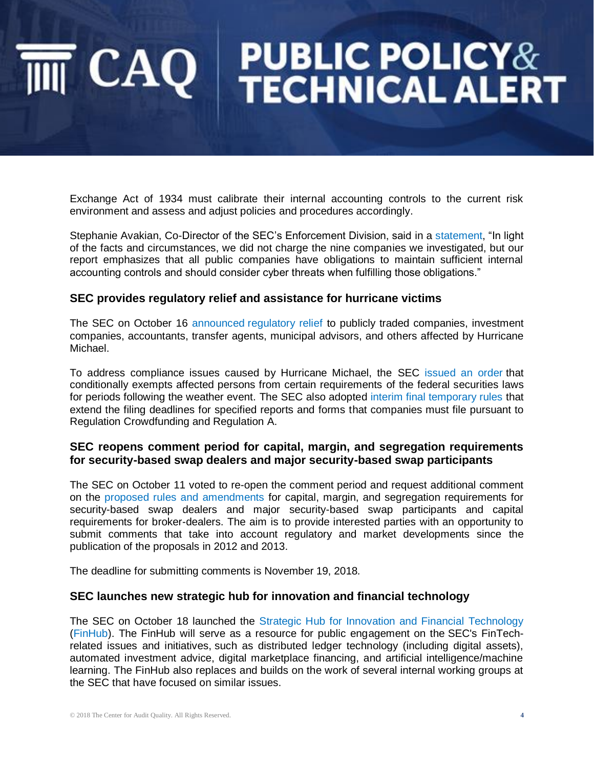Exchange Act of 1934 must calibrate their internal accounting controls to the current risk environment and assess and adjust policies and procedures accordingly.

Stephanie Avakian, Co-Director of the SEC's Enforcement Division, said in a statement, "In light of the facts and circumstances, we did not charge the nine companies we investigated, but our report emphasizes that all public companies have obligations to maintain sufficient internal accounting controls and should consider cyber threats when fulfilling those obligations."

### SEC provides regulatory relief and assistance for hurricane victims

The SEC on October 16 announced regulatory relief to publicly traded companies, investment companies, accountants, transfer agents, municipal advisors, and others affected by Hurricane Michael.

To address compliance issues caused by Hurricane Michael, the SEC issued an order that conditionally exempts affected persons from certain requirements of the federal securities laws for periods following the weather event. The SEC also adopted interim final temporary rules that extend the filing deadlines for specified reports and forms that companies must file pursuant to Regulation Crowdfunding and Regulation A.

### SEC reopens comment period for capital, margin, and segregation requirements for security-based swap dealers and major security-based swap participants

The SEC on October 11 voted to re-open the comment period and request additional comment on the proposed rules and amendments for capital, margin, and segregation requirements for security-based swap dealers and major security-based swap participants and capital requirements for broker-dealers. The aim is to provide interested parties with an opportunity to submit comments that take into account regulatory and market developments since the publication of the proposals in 2012 and 2013.

The deadline for submitting comments is November 19, 2018.

### SEC launches new strategic hub for innovation and financial technology

The SEC on October 18 launched the Strategic Hub for Innovation and Financial Technology (FinHub). The FinHub will serve as a resource for public engagement on the SEC's FinTech-related issues and initiatives, such as distributed ledger technology (including digital assets), automated investment advice, digital marketplace financing, and artificial intelligence/machine learning. The FinHub also replaces and builds on the work of several internal working groups at the SEC that have focused on similar issues.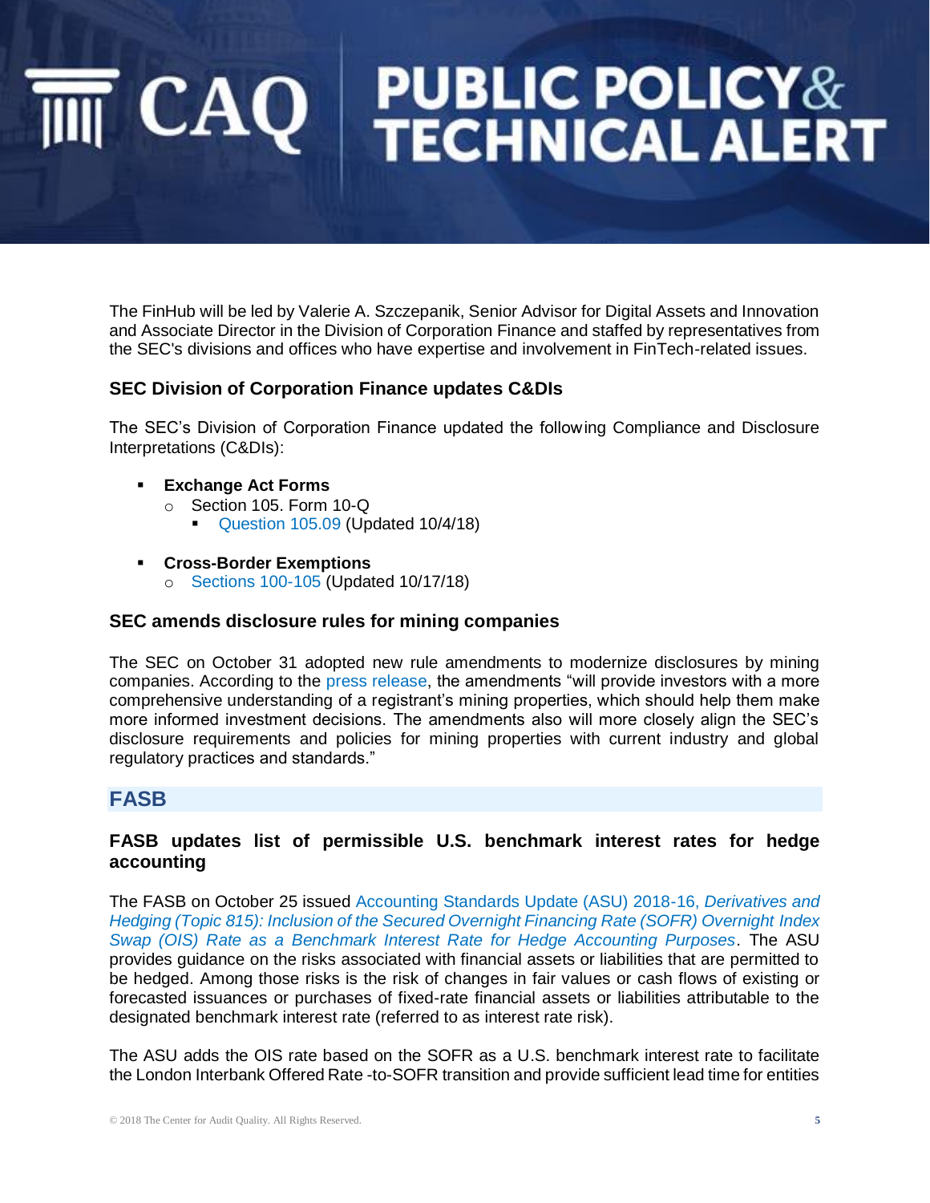The FinHub will be led by Valerie A. Szczepanik, Senior Advisor for Digital Assets and Innovation and Associate Director in the Division of Corporation Finance and staffed by representatives from the SEC's divisions and offices who have expertise and involvement in FinTech-related issues.

### SEC Division of Corporation Finance updates C&DIs

The SEC's Division of Corporation Finance updated the following Compliance and Disclosure Interpretations (C&DIs):

- **Exchange Act Forms**
  - Section 105. Form 10-Q
    - Question 105.09 (Updated 10/4/18)
- **Cross-Border Exemptions**
  - Sections 100-105 (Updated 10/17/18)

### SEC amends disclosure rules for mining companies

The SEC on October 31 adopted new rule amendments to modernize disclosures by mining companies. According to the press release, the amendments "will provide investors with a more comprehensive understanding of a registrant's mining properties, which should help them make more informed investment decisions. The amendments also will more closely align the SEC's disclosure requirements and policies for mining properties with current industry and global regulatory practices and standards."

## FASB

### FASB updates list of permissible U.S. benchmark interest rates for hedge accounting

The FASB on October 25 issued Accounting Standards Update (ASU) 2018-16, *Derivatives and Hedging (Topic 815): Inclusion of the Secured Overnight Financing Rate (SOFR) Overnight Index Swap (OIS) Rate as a Benchmark Interest Rate for Hedge Accounting Purposes*. The ASU provides guidance on the risks associated with financial assets or liabilities that are permitted to be hedged. Among those risks is the risk of changes in fair values or cash flows of existing or forecasted issuances or purchases of fixed-rate financial assets or liabilities attributable to the designated benchmark interest rate (referred to as interest rate risk).

The ASU adds the OIS rate based on the SOFR as a U.S. benchmark interest rate to facilitate the London Interbank Offered Rate -to-SOFR transition and provide sufficient lead time for entities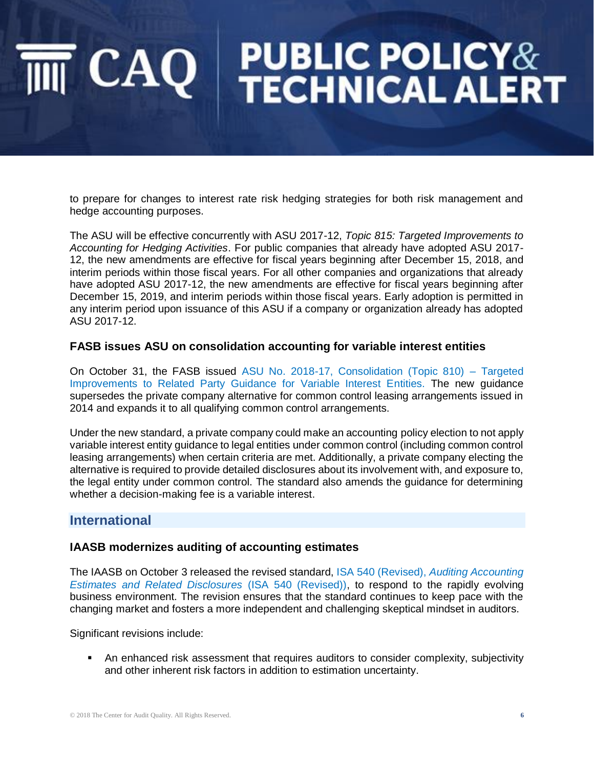to prepare for changes to interest rate risk hedging strategies for both risk management and hedge accounting purposes.

The ASU will be effective concurrently with ASU 2017-12, *Topic 815: Targeted Improvements to Accounting for Hedging Activities*. For public companies that already have adopted ASU 2017-12, the new amendments are effective for fiscal years beginning after December 15, 2018, and interim periods within those fiscal years. For all other companies and organizations that already have adopted ASU 2017-12, the new amendments are effective for fiscal years beginning after December 15, 2019, and interim periods within those fiscal years. Early adoption is permitted in any interim period upon issuance of this ASU if a company or organization already has adopted ASU 2017-12.

### FASB issues ASU on consolidation accounting for variable interest entities

On October 31, the FASB issued ASU No. 2018-17, Consolidation (Topic 810) – Targeted Improvements to Related Party Guidance for Variable Interest Entities. The new guidance supersedes the private company alternative for common control leasing arrangements issued in 2014 and expands it to all qualifying common control arrangements.

Under the new standard, a private company could make an accounting policy election to not apply variable interest entity guidance to legal entities under common control (including common control leasing arrangements) when certain criteria are met. Additionally, a private company electing the alternative is required to provide detailed disclosures about its involvement with, and exposure to, the legal entity under common control. The standard also amends the guidance for determining whether a decision-making fee is a variable interest.

## International

### IAASB modernizes auditing of accounting estimates

The IAASB on October 3 released the revised standard, ISA 540 (Revised), *Auditing Accounting Estimates and Related Disclosures* (ISA 540 (Revised)), to respond to the rapidly evolving business environment. The revision ensures that the standard continues to keep pace with the changing market and fosters a more independent and challenging skeptical mindset in auditors.

Significant revisions include:

- An enhanced risk assessment that requires auditors to consider complexity, subjectivity and other inherent risk factors in addition to estimation uncertainty.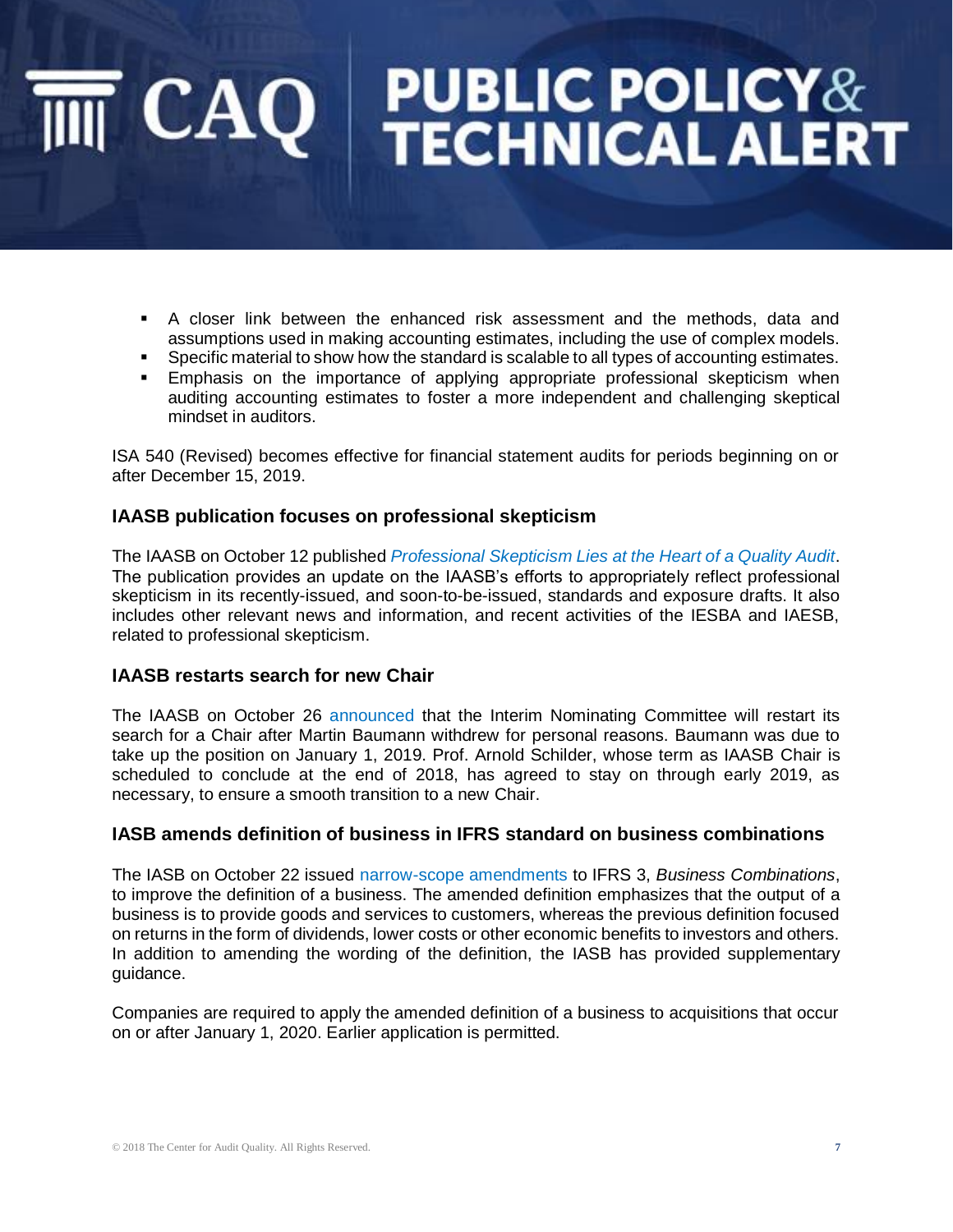- A closer link between the enhanced risk assessment and the methods, data and assumptions used in making accounting estimates, including the use of complex models.
- Specific material to show how the standard is scalable to all types of accounting estimates.
- Emphasis on the importance of applying appropriate professional skepticism when auditing accounting estimates to foster a more independent and challenging skeptical mindset in auditors.

ISA 540 (Revised) becomes effective for financial statement audits for periods beginning on or after December 15, 2019.

### IAASB publication focuses on professional skepticism

The IAASB on October 12 published *Professional Skepticism Lies at the Heart of a Quality Audit*. The publication provides an update on the IAASB's efforts to appropriately reflect professional skepticism in its recently-issued, and soon-to-be-issued, standards and exposure drafts. It also includes other relevant news and information, and recent activities of the IESBA and IAESB, related to professional skepticism.

### IAASB restarts search for new Chair

The IAASB on October 26 announced that the Interim Nominating Committee will restart its search for a Chair after Martin Baumann withdrew for personal reasons. Baumann was due to take up the position on January 1, 2019. Prof. Arnold Schilder, whose term as IAASB Chair is scheduled to conclude at the end of 2018, has agreed to stay on through early 2019, as necessary, to ensure a smooth transition to a new Chair.

### IASB amends definition of business in IFRS standard on business combinations

The IASB on October 22 issued narrow-scope amendments to IFRS 3, *Business Combinations*, to improve the definition of a business. The amended definition emphasizes that the output of a business is to provide goods and services to customers, whereas the previous definition focused on returns in the form of dividends, lower costs or other economic benefits to investors and others. In addition to amending the wording of the definition, the IASB has provided supplementary guidance.

Companies are required to apply the amended definition of a business to acquisitions that occur on or after January 1, 2020. Earlier application is permitted.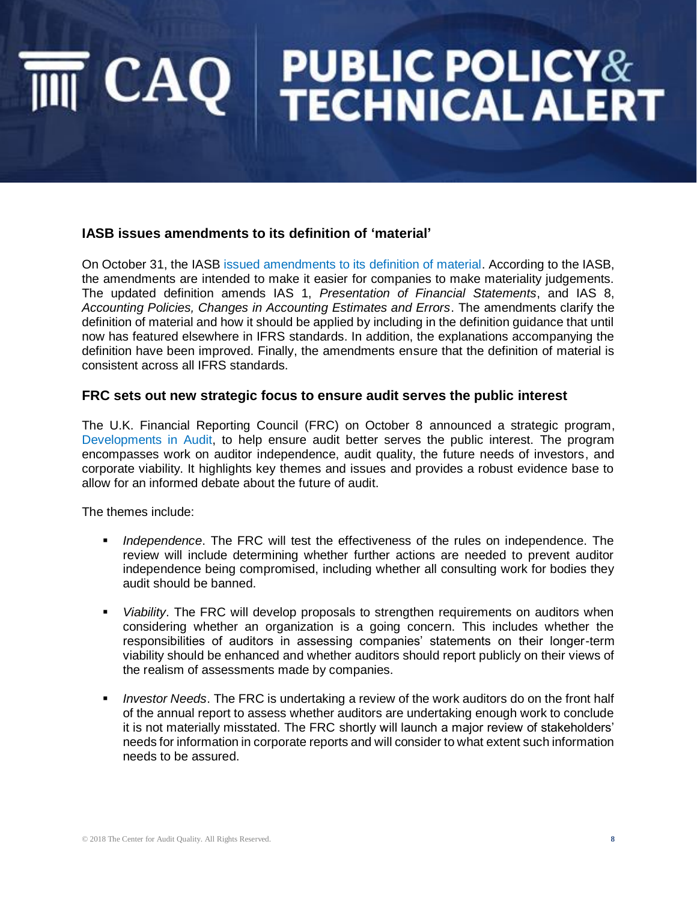## IASB issues amendments to its definition of 'material'

On October 31, the IASB issued amendments to its definition of material. According to the IASB, the amendments are intended to make it easier for companies to make materiality judgements. The updated definition amends IAS 1, *Presentation of Financial Statements*, and IAS 8, *Accounting Policies, Changes in Accounting Estimates and Errors*. The amendments clarify the definition of material and how it should be applied by including in the definition guidance that until now has featured elsewhere in IFRS standards. In addition, the explanations accompanying the definition have been improved. Finally, the amendments ensure that the definition of material is consistent across all IFRS standards.

## FRC sets out new strategic focus to ensure audit serves the public interest

The U.K. Financial Reporting Council (FRC) on October 8 announced a strategic program, Developments in Audit, to help ensure audit better serves the public interest. The program encompasses work on auditor independence, audit quality, the future needs of investors, and corporate viability. It highlights key themes and issues and provides a robust evidence base to allow for an informed debate about the future of audit.

The themes include:

- *Independence*. The FRC will test the effectiveness of the rules on independence. The review will include determining whether further actions are needed to prevent auditor independence being compromised, including whether all consulting work for bodies they audit should be banned.
- *Viability*. The FRC will develop proposals to strengthen requirements on auditors when considering whether an organization is a going concern. This includes whether the responsibilities of auditors in assessing companies' statements on their longer-term viability should be enhanced and whether auditors should report publicly on their views of the realism of assessments made by companies.
- *Investor Needs*. The FRC is undertaking a review of the work auditors do on the front half of the annual report to assess whether auditors are undertaking enough work to conclude it is not materially misstated. The FRC shortly will launch a major review of stakeholders' needs for information in corporate reports and will consider to what extent such information needs to be assured.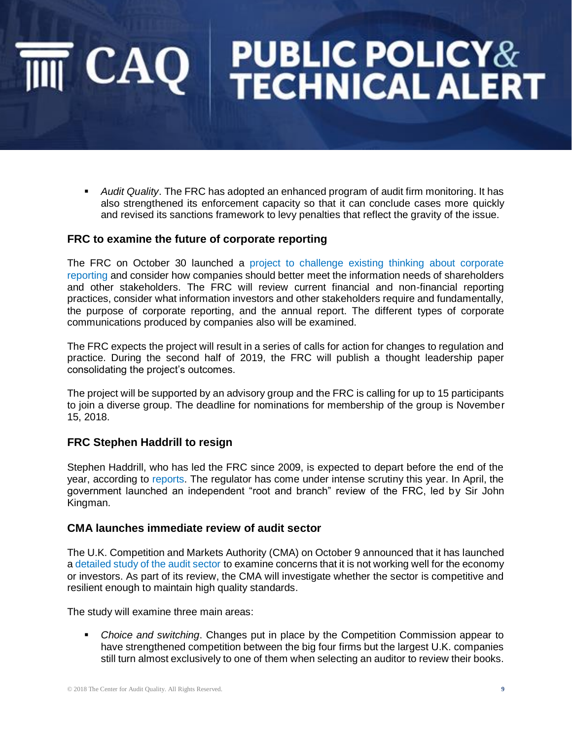- *Audit Quality*. The FRC has adopted an enhanced program of audit firm monitoring. It has also strengthened its enforcement capacity so that it can conclude cases more quickly and revised its sanctions framework to levy penalties that reflect the gravity of the issue.

### FRC to examine the future of corporate reporting

The FRC on October 30 launched a project to challenge existing thinking about corporate reporting and consider how companies should better meet the information needs of shareholders and other stakeholders. The FRC will review current financial and non-financial reporting practices, consider what information investors and other stakeholders require and fundamentally, the purpose of corporate reporting, and the annual report. The different types of corporate communications produced by companies also will be examined.

The FRC expects the project will result in a series of calls for action for changes to regulation and practice. During the second half of 2019, the FRC will publish a thought leadership paper consolidating the project's outcomes.

The project will be supported by an advisory group and the FRC is calling for up to 15 participants to join a diverse group. The deadline for nominations for membership of the group is November 15, 2018.

### FRC Stephen Haddrill to resign

Stephen Haddrill, who has led the FRC since 2009, is expected to depart before the end of the year, according to reports. The regulator has come under intense scrutiny this year. In April, the government launched an independent "root and branch" review of the FRC, led by Sir John Kingman.

### CMA launches immediate review of audit sector

The U.K. Competition and Markets Authority (CMA) on October 9 announced that it has launched a detailed study of the audit sector to examine concerns that it is not working well for the economy or investors. As part of its review, the CMA will investigate whether the sector is competitive and resilient enough to maintain high quality standards.

The study will examine three main areas:

- *Choice and switching*. Changes put in place by the Competition Commission appear to have strengthened competition between the big four firms but the largest U.K. companies still turn almost exclusively to one of them when selecting an auditor to review their books.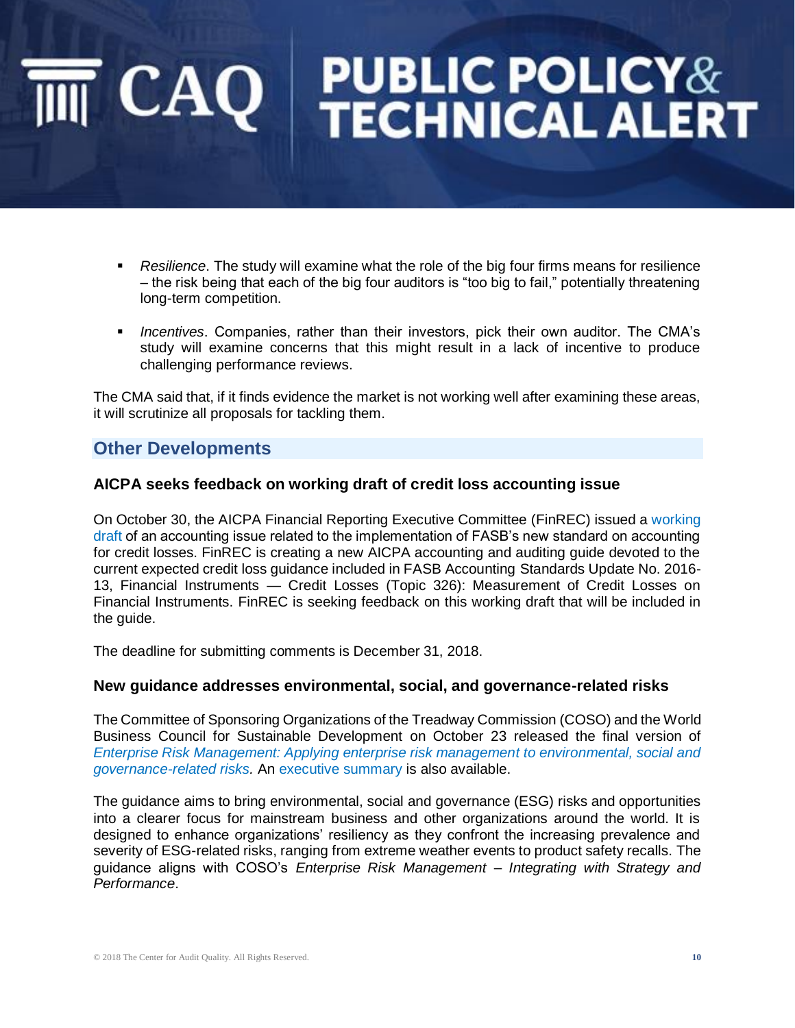- *Resilience*. The study will examine what the role of the big four firms means for resilience – the risk being that each of the big four auditors is "too big to fail," potentially threatening long-term competition.

- *Incentives*. Companies, rather than their investors, pick their own auditor. The CMA's study will examine concerns that this might result in a lack of incentive to produce challenging performance reviews.

The CMA said that, if it finds evidence the market is not working well after examining these areas, it will scrutinize all proposals for tackling them.

## Other Developments

### AICPA seeks feedback on working draft of credit loss accounting issue

On October 30, the AICPA Financial Reporting Executive Committee (FinREC) issued a working draft of an accounting issue related to the implementation of FASB's new standard on accounting for credit losses. FinREC is creating a new AICPA accounting and auditing guide devoted to the current expected credit loss guidance included in FASB Accounting Standards Update No. 2016-13, Financial Instruments — Credit Losses (Topic 326): Measurement of Credit Losses on Financial Instruments. FinREC is seeking feedback on this working draft that will be included in the guide.

The deadline for submitting comments is December 31, 2018.

### New guidance addresses environmental, social, and governance-related risks

The Committee of Sponsoring Organizations of the Treadway Commission (COSO) and the World Business Council for Sustainable Development on October 23 released the final version of *Enterprise Risk Management: Applying enterprise risk management to environmental, social and governance-related risks.* An executive summary is also available.

The guidance aims to bring environmental, social and governance (ESG) risks and opportunities into a clearer focus for mainstream business and other organizations around the world. It is designed to enhance organizations' resiliency as they confront the increasing prevalence and severity of ESG-related risks, ranging from extreme weather events to product safety recalls. The guidance aligns with COSO's *Enterprise Risk Management – Integrating with Strategy and Performance*.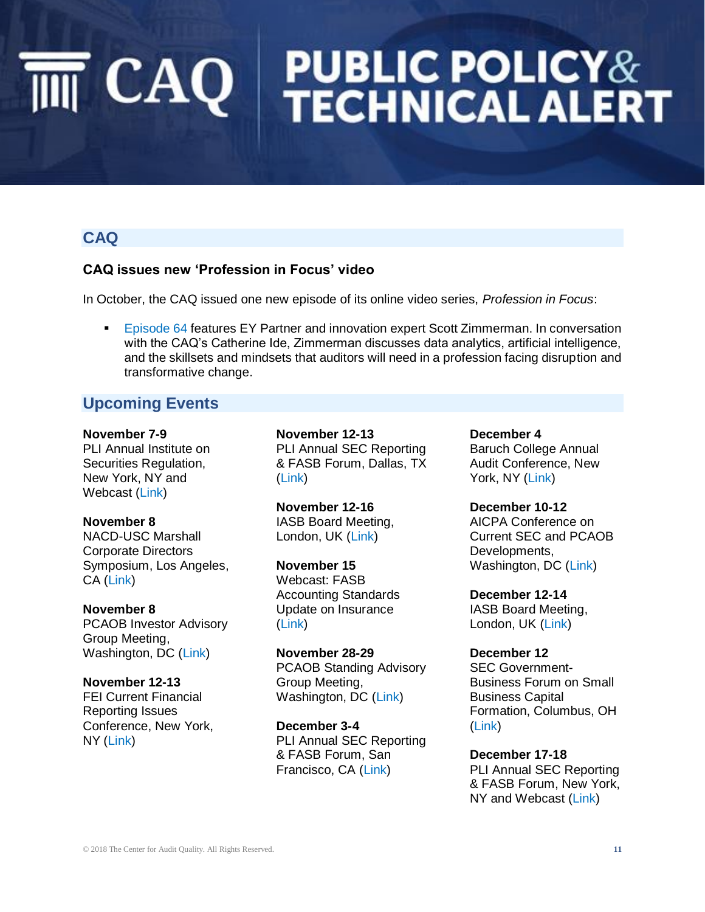## CAQ

### CAQ issues new 'Profession in Focus' video

In October, the CAQ issued one new episode of its online video series, *Profession in Focus*:

- Episode 64 features EY Partner and innovation expert Scott Zimmerman. In conversation with the CAQ's Catherine Ide, Zimmerman discusses data analytics, artificial intelligence, and the skillsets and mindsets that auditors will need in a profession facing disruption and transformative change.

## Upcoming Events

**November 7-9**
PLI Annual Institute on Securities Regulation, New York, NY and Webcast (Link)

**November 8**
NACD-USC Marshall Corporate Directors Symposium, Los Angeles, CA (Link)

**November 8**
PCAOB Investor Advisory Group Meeting, Washington, DC (Link)

**November 12-13**
FEI Current Financial Reporting Issues Conference, New York, NY (Link)

**November 12-13**
PLI Annual SEC Reporting & FASB Forum, Dallas, TX (Link)

**November 12-16**
IASB Board Meeting, London, UK (Link)

**November 15**
Webcast: FASB Accounting Standards Update on Insurance (Link)

**November 28-29**
PCAOB Standing Advisory Group Meeting, Washington, DC (Link)

**December 3-4**
PLI Annual SEC Reporting & FASB Forum, San Francisco, CA (Link)

**December 4**
Baruch College Annual Audit Conference, New York, NY (Link)

**December 10-12**
AICPA Conference on Current SEC and PCAOB Developments, Washington, DC (Link)

**December 12-14**
IASB Board Meeting, London, UK (Link)

**December 12**
SEC Government-Business Forum on Small Business Capital Formation, Columbus, OH (Link)

**December 17-18**
PLI Annual SEC Reporting & FASB Forum, New York, NY and Webcast (Link)

© 2018 The Center for Audit Quality. All Rights Reserved.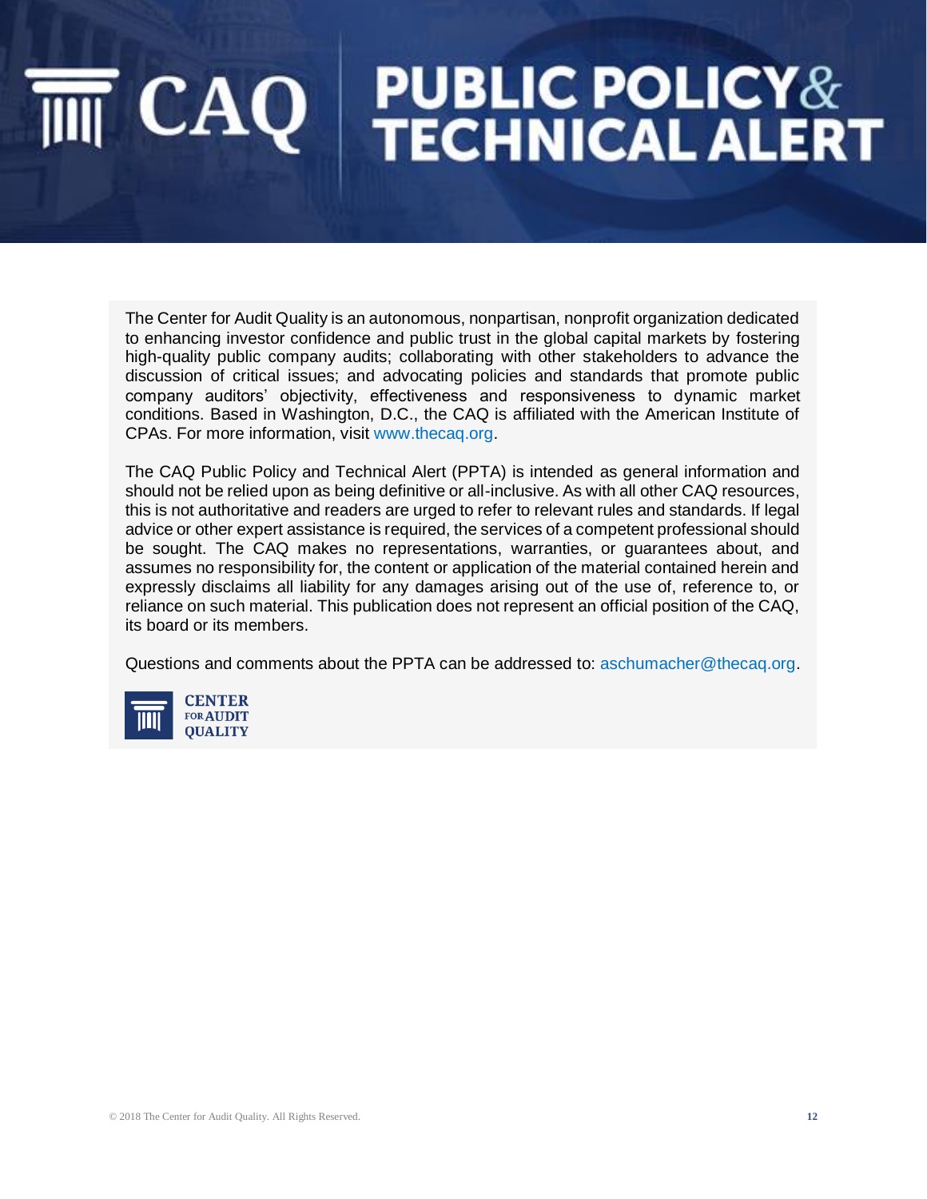# CAQ PUBLIC POLICY & TECHNICAL ALERT

The Center for Audit Quality is an autonomous, nonpartisan, nonprofit organization dedicated to enhancing investor confidence and public trust in the global capital markets by fostering high-quality public company audits; collaborating with other stakeholders to advance the discussion of critical issues; and advocating policies and standards that promote public company auditors' objectivity, effectiveness and responsiveness to dynamic market conditions. Based in Washington, D.C., the CAQ is affiliated with the American Institute of CPAs. For more information, visit www.thecaq.org.

The CAQ Public Policy and Technical Alert (PPTA) is intended as general information and should not be relied upon as being definitive or all-inclusive. As with all other CAQ resources, this is not authoritative and readers are urged to refer to relevant rules and standards. If legal advice or other expert assistance is required, the services of a competent professional should be sought. The CAQ makes no representations, warranties, or guarantees about, and assumes no responsibility for, the content or application of the material contained herein and expressly disclaims all liability for any damages arising out of the use of, reference to, or reliance on such material. This publication does not represent an official position of the CAQ, its board or its members.

Questions and comments about the PPTA can be addressed to: aschumacher@thecaq.org.

CENTER FOR AUDIT QUALITY

© 2018 The Center for Audit Quality. All Rights Reserved.